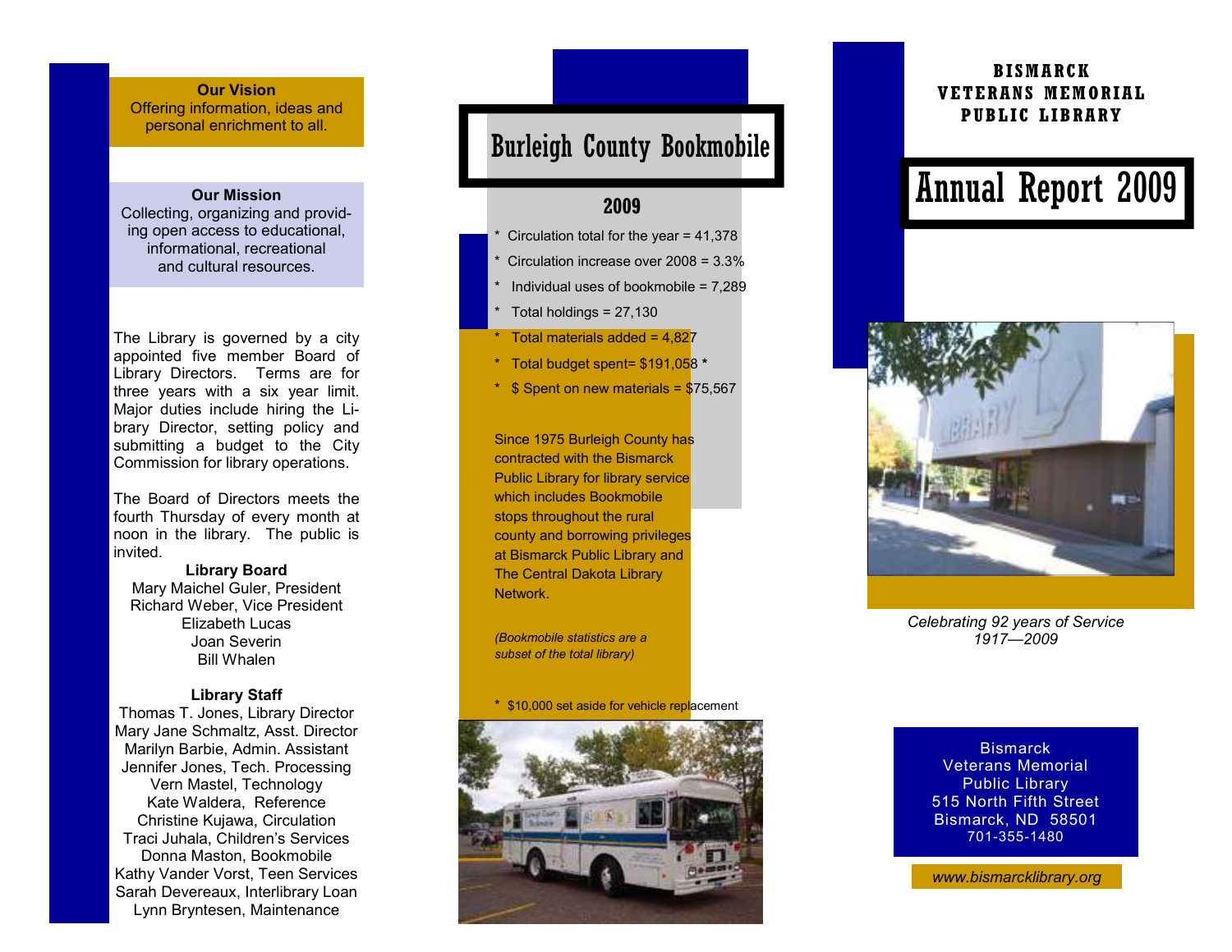**Our Vision**
Offering information, ideas and personal enrichment to all.

**Our Mission**
Collecting, organizing and providing open access to educational, informational, recreational and cultural resources.

The Library is governed by a city appointed five member Board of Library Directors. Terms are for three years with a six year limit. Major duties include hiring the Library Director, setting policy and submitting a budget to the City Commission for library operations.

The Board of Directors meets the fourth Thursday of every month at noon in the library. The public is invited.

**Library Board**

Mary Maichel Guler, President
Richard Weber, Vice President
Elizabeth Lucas
Joan Severin
Bill Whalen

**Library Staff**

Thomas T. Jones, Library Director
Mary Jane Schmaltz, Asst. Director
Marilyn Barbie, Admin. Assistant
Jennifer Jones, Tech. Processing
Vern Mastel, Technology
Kate Waldera, Reference
Christine Kujawa, Circulation
Traci Juhala, Children's Services
Donna Maston, Bookmobile
Kathy Vander Vorst, Teen Services
Sarah Devereaux, Interlibrary Loan
Lynn Bryntesen, Maintenance

# Burleigh County Bookmobile

## 2009

* Circulation total for the year = 41,378
* Circulation increase over 2008 = 3.3%
* Individual uses of bookmobile = 7,289
* Total holdings = 27,130
* Total materials added = 4,827
* Total budget spent= $191,058 *
* $ Spent on new materials = $75,567

Since 1975 Burleigh County has contracted with the Bismarck Public Library for library service which includes Bookmobile stops throughout the rural county and borrowing privileges at Bismarck Public Library and The Central Dakota Library Network.

*(Bookmobile statistics are a subset of the total library)*

\* $10,000 set aside for vehicle replacement

**BISMARCK VETERANS MEMORIAL PUBLIC LIBRARY**

# Annual Report 2009

*Celebrating 92 years of Service 1917—2009*

Bismarck
Veterans Memorial
Public Library
515 North Fifth Street
Bismarck, ND 58501
701-355-1480

*www.bismarcklibrary.org*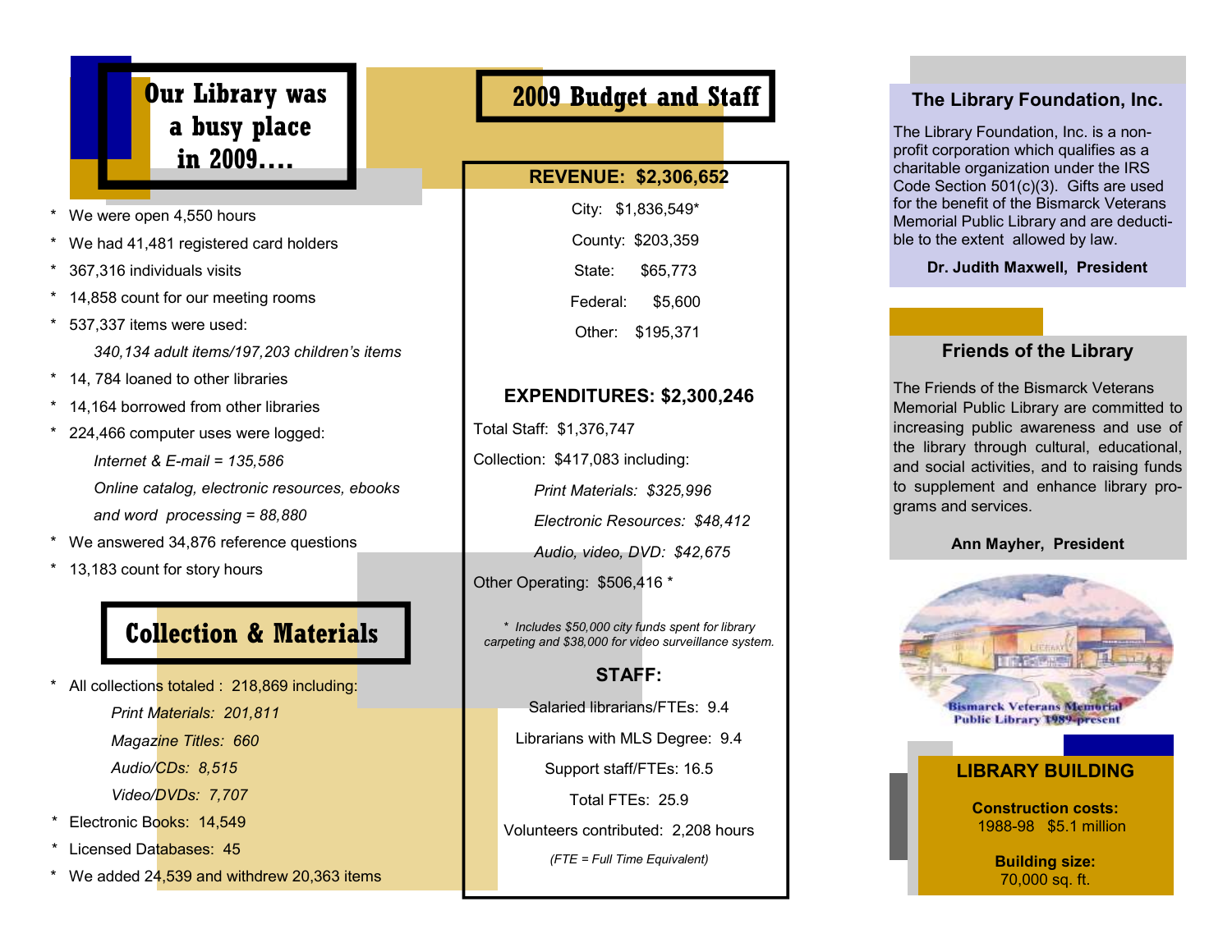## Our Library was a busy place in 2009....

* We were open 4,550 hours
* We had 41,481 registered card holders
* 367,316 individuals visits
* 14,858 count for our meeting rooms
* 537,337 items were used:

  *340,134 adult items/197,203 children's items*
* 14, 784 loaned to other libraries
* 14,164 borrowed from other libraries
* 224,466 computer uses were logged:

  *Internet & E-mail = 135,586*

  *Online catalog, electronic resources, ebooks and word processing = 88,880*
* We answered 34,876 reference questions
* 13,183 count for story hours

## Collection & Materials

* All collections totaled : 218,869 including:

  *Print Materials: 201,811*

  *Magazine Titles: 660*

  *Audio/CDs: 8,515*

  *Video/DVDs: 7,707*
* Electronic Books: 14,549
* Licensed Databases: 45
* We added 24,539 and withdrew 20,363 items

## 2009 Budget and Staff

**REVENUE: $2,306,652**

City: $1,836,549*

County: $203,359

State: $65,773

Federal: $5,600

Other: $195,371

**EXPENDITURES: $2,300,246**

Total Staff: $1,376,747

Collection: $417,083 including:

*Print Materials: $325,996*

*Electronic Resources: $48,412*

*Audio, video, DVD: $42,675*

Other Operating: $506,416 *

*\* Includes $50,000 city funds spent for library carpeting and $38,000 for video surveillance system.*

**STAFF:**

Salaried librarians/FTEs: 9.4

Librarians with MLS Degree: 9.4

Support staff/FTEs: 16.5

Total FTEs: 25.9

Volunteers contributed: 2,208 hours

*(FTE = Full Time Equivalent)*

### The Library Foundation, Inc.

The Library Foundation, Inc. is a non-profit corporation which qualifies as a charitable organization under the IRS Code Section 501(c)(3). Gifts are used for the benefit of the Bismarck Veterans Memorial Public Library and are deductible to the extent allowed by law.

**Dr. Judith Maxwell, President**

### Friends of the Library

The Friends of the Bismarck Veterans Memorial Public Library are committed to increasing public awareness and use of the library through cultural, educational, and social activities, and to raising funds to supplement and enhance library programs and services.

**Ann Mayher, President**

Bismarck Veterans Memorial Public Library 1989-present

### LIBRARY BUILDING

**Construction costs:**
1988-98 $5.1 million

**Building size:**
70,000 sq. ft.